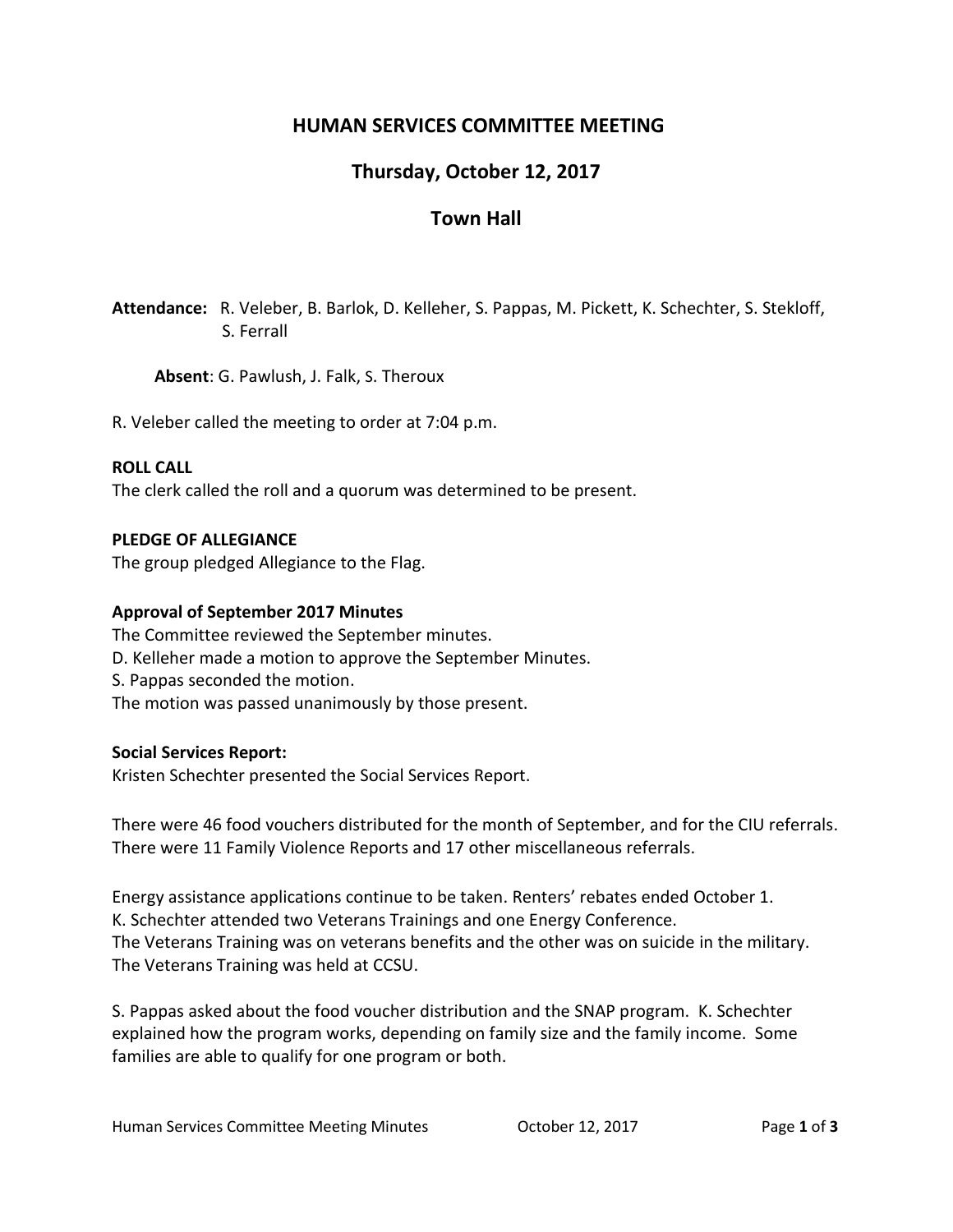# HUMAN SERVICES COMMITTEE MEETING

## Thursday, October 12, 2017

## Town Hall

**Attendance:** R. Veleber, B. Barlok, D. Kelleher, S. Pappas, M. Pickett, K. Schechter, S. Stekloff, S. Ferrall

**Absent**: G. Pawlush, J. Falk, S. Theroux

R. Veleber called the meeting to order at 7:04 p.m.

**ROLL CALL**
The clerk called the roll and a quorum was determined to be present.

**PLEDGE OF ALLEGIANCE**
The group pledged Allegiance to the Flag.

**Approval of September 2017 Minutes**
The Committee reviewed the September minutes.
D. Kelleher made a motion to approve the September Minutes.
S. Pappas seconded the motion.
The motion was passed unanimously by those present.

**Social Services Report:**
Kristen Schechter presented the Social Services Report.

There were 46 food vouchers distributed for the month of September, and for the CIU referrals. There were 11 Family Violence Reports and 17 other miscellaneous referrals.

Energy assistance applications continue to be taken. Renters' rebates ended October 1.
K. Schechter attended two Veterans Trainings and one Energy Conference.
The Veterans Training was on veterans benefits and the other was on suicide in the military.
The Veterans Training was held at CCSU.

S. Pappas asked about the food voucher distribution and the SNAP program. K. Schechter explained how the program works, depending on family size and the family income. Some families are able to qualify for one program or both.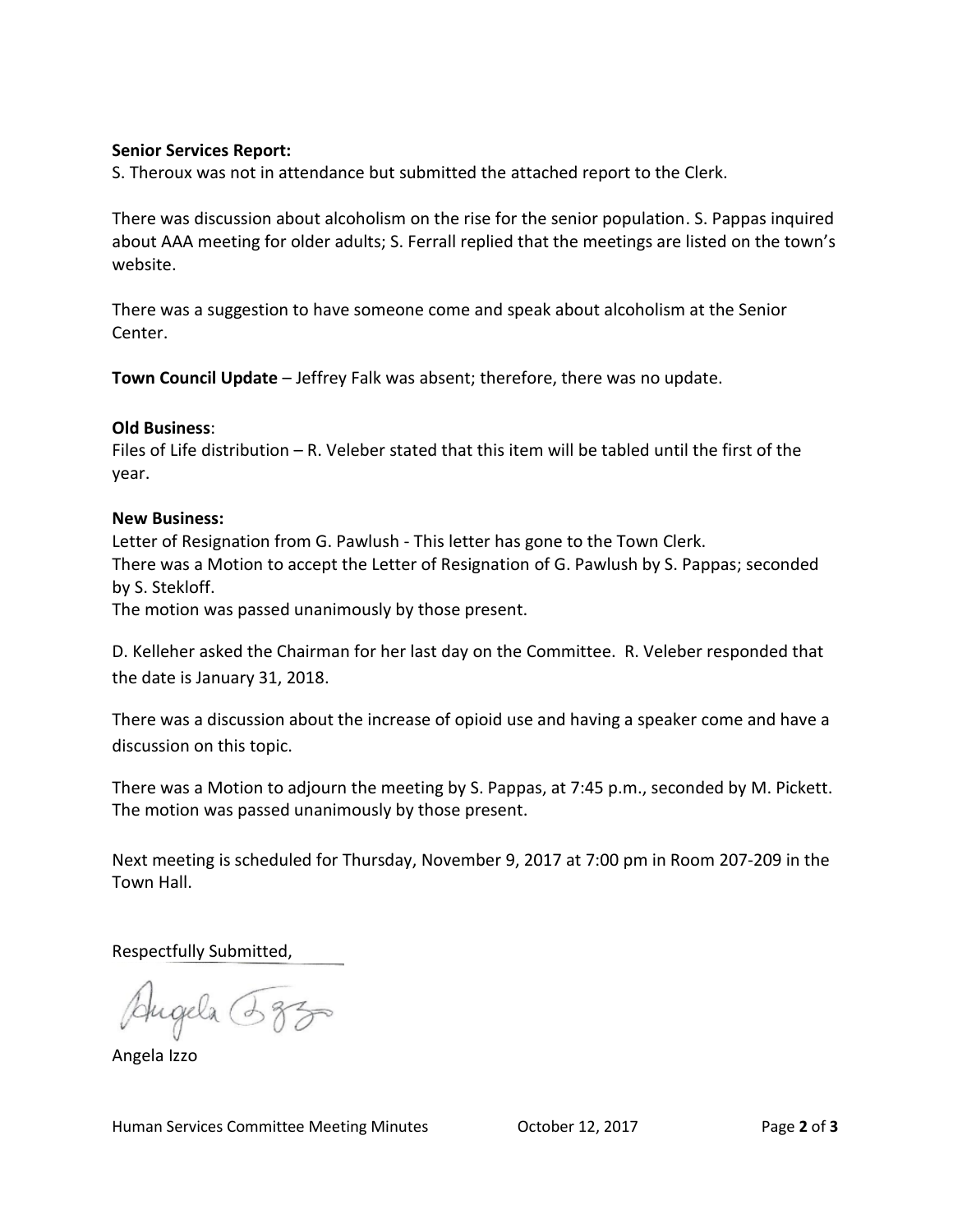**Senior Services Report:**
S. Theroux was not in attendance but submitted the attached report to the Clerk.

There was discussion about alcoholism on the rise for the senior population. S. Pappas inquired about AAA meeting for older adults; S. Ferrall replied that the meetings are listed on the town's website.

There was a suggestion to have someone come and speak about alcoholism at the Senior Center.

**Town Council Update** – Jeffrey Falk was absent; therefore, there was no update.

**Old Business**:
Files of Life distribution – R. Veleber stated that this item will be tabled until the first of the year.

**New Business:**
Letter of Resignation from G. Pawlush - This letter has gone to the Town Clerk.
There was a Motion to accept the Letter of Resignation of G. Pawlush by S. Pappas; seconded by S. Stekloff.
The motion was passed unanimously by those present.

D. Kelleher asked the Chairman for her last day on the Committee. R. Veleber responded that the date is January 31, 2018.

There was a discussion about the increase of opioid use and having a speaker come and have a discussion on this topic.

There was a Motion to adjourn the meeting by S. Pappas, at 7:45 p.m., seconded by M. Pickett. The motion was passed unanimously by those present.

Next meeting is scheduled for Thursday, November 9, 2017 at 7:00 pm in Room 207-209 in the Town Hall.

Respectfully Submitted,

Angela Izzo

Angela Izzo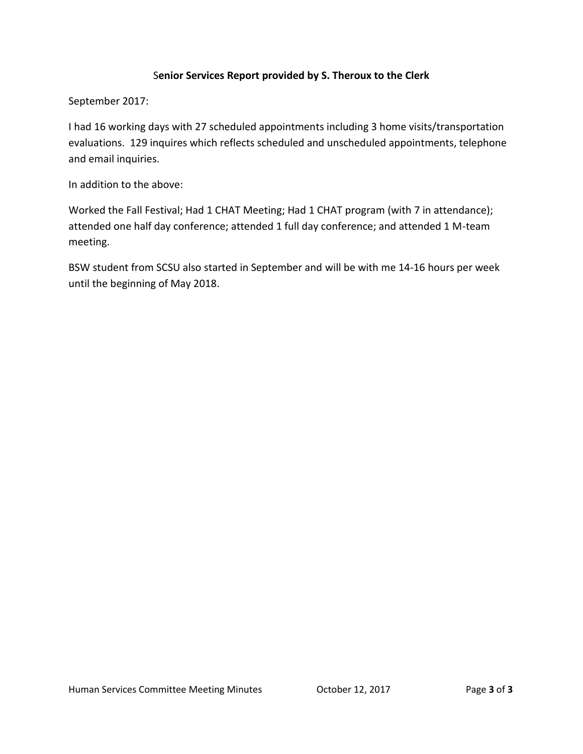**Senior Services Report provided by S. Theroux to the Clerk**

September 2017:

I had 16 working days with 27 scheduled appointments including 3 home visits/transportation evaluations. 129 inquires which reflects scheduled and unscheduled appointments, telephone and email inquiries.

In addition to the above:

Worked the Fall Festival; Had 1 CHAT Meeting; Had 1 CHAT program (with 7 in attendance); attended one half day conference; attended 1 full day conference; and attended 1 M-team meeting.

BSW student from SCSU also started in September and will be with me 14-16 hours per week until the beginning of May 2018.